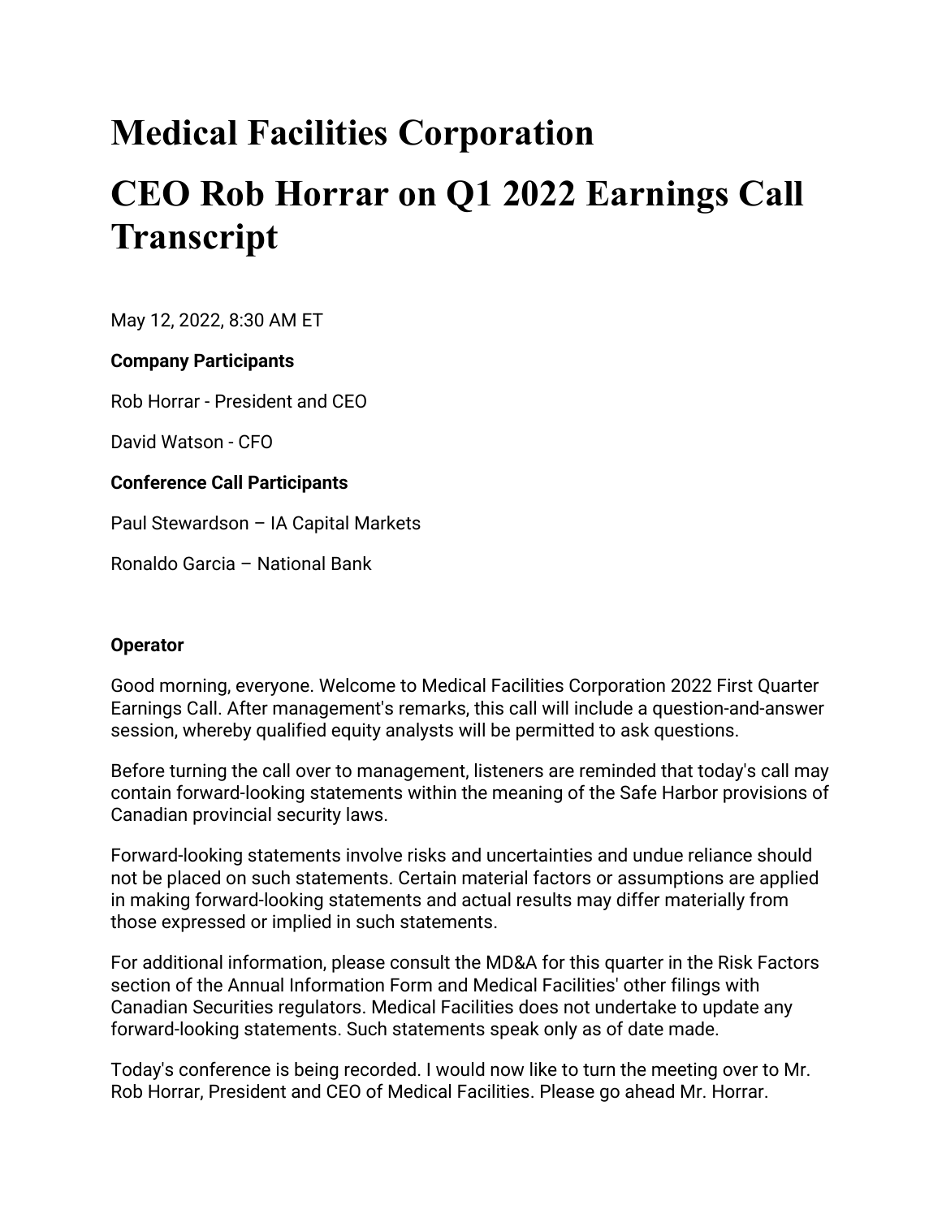# Medical Facilities Corporation

# CEO Rob Horrar on Q1 2022 Earnings Call Transcript

May 12, 2022, 8:30 AM ET

**Company Participants**

Rob Horrar - President and CEO

David Watson - CFO

**Conference Call Participants**

Paul Stewardson – IA Capital Markets

Ronaldo Garcia – National Bank

**Operator**

Good morning, everyone. Welcome to Medical Facilities Corporation 2022 First Quarter Earnings Call. After management's remarks, this call will include a question-and-answer session, whereby qualified equity analysts will be permitted to ask questions.

Before turning the call over to management, listeners are reminded that today's call may contain forward-looking statements within the meaning of the Safe Harbor provisions of Canadian provincial security laws.

Forward-looking statements involve risks and uncertainties and undue reliance should not be placed on such statements. Certain material factors or assumptions are applied in making forward-looking statements and actual results may differ materially from those expressed or implied in such statements.

For additional information, please consult the MD&A for this quarter in the Risk Factors section of the Annual Information Form and Medical Facilities' other filings with Canadian Securities regulators. Medical Facilities does not undertake to update any forward-looking statements. Such statements speak only as of date made.

Today's conference is being recorded. I would now like to turn the meeting over to Mr. Rob Horrar, President and CEO of Medical Facilities. Please go ahead Mr. Horrar.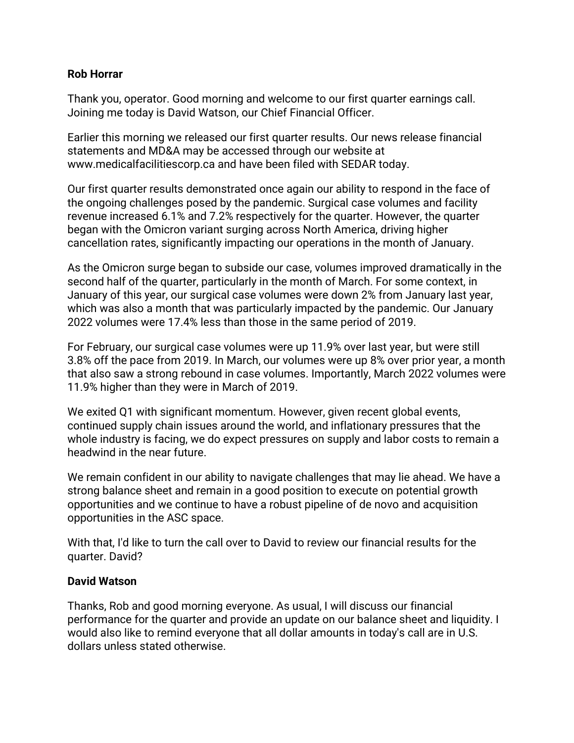**Rob Horrar**

Thank you, operator. Good morning and welcome to our first quarter earnings call. Joining me today is David Watson, our Chief Financial Officer.

Earlier this morning we released our first quarter results. Our news release financial statements and MD&A may be accessed through our website at www.medicalfacilitiescorp.ca and have been filed with SEDAR today.

Our first quarter results demonstrated once again our ability to respond in the face of the ongoing challenges posed by the pandemic. Surgical case volumes and facility revenue increased 6.1% and 7.2% respectively for the quarter. However, the quarter began with the Omicron variant surging across North America, driving higher cancellation rates, significantly impacting our operations in the month of January.

As the Omicron surge began to subside our case, volumes improved dramatically in the second half of the quarter, particularly in the month of March. For some context, in January of this year, our surgical case volumes were down 2% from January last year, which was also a month that was particularly impacted by the pandemic. Our January 2022 volumes were 17.4% less than those in the same period of 2019.

For February, our surgical case volumes were up 11.9% over last year, but were still 3.8% off the pace from 2019. In March, our volumes were up 8% over prior year, a month that also saw a strong rebound in case volumes. Importantly, March 2022 volumes were 11.9% higher than they were in March of 2019.

We exited Q1 with significant momentum. However, given recent global events, continued supply chain issues around the world, and inflationary pressures that the whole industry is facing, we do expect pressures on supply and labor costs to remain a headwind in the near future.

We remain confident in our ability to navigate challenges that may lie ahead. We have a strong balance sheet and remain in a good position to execute on potential growth opportunities and we continue to have a robust pipeline of de novo and acquisition opportunities in the ASC space.

With that, I'd like to turn the call over to David to review our financial results for the quarter. David?

**David Watson**

Thanks, Rob and good morning everyone. As usual, I will discuss our financial performance for the quarter and provide an update on our balance sheet and liquidity. I would also like to remind everyone that all dollar amounts in today's call are in U.S. dollars unless stated otherwise.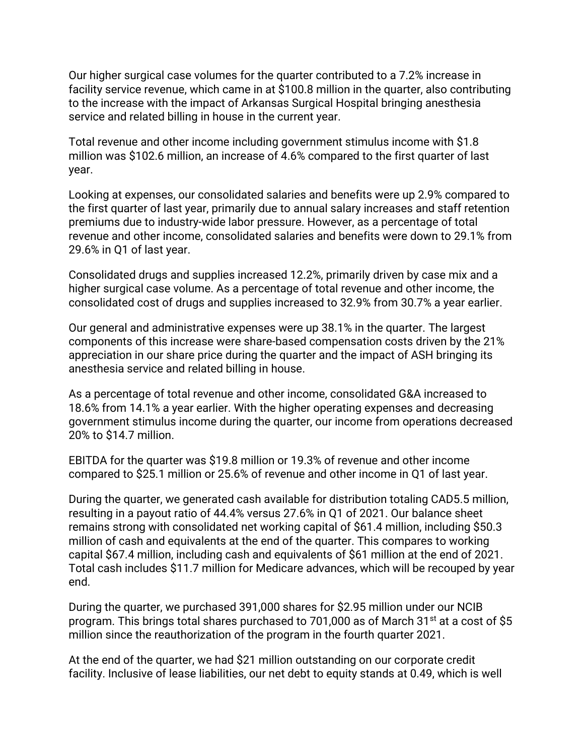Our higher surgical case volumes for the quarter contributed to a 7.2% increase in facility service revenue, which came in at $100.8 million in the quarter, also contributing to the increase with the impact of Arkansas Surgical Hospital bringing anesthesia service and related billing in house in the current year.

Total revenue and other income including government stimulus income with $1.8 million was $102.6 million, an increase of 4.6% compared to the first quarter of last year.

Looking at expenses, our consolidated salaries and benefits were up 2.9% compared to the first quarter of last year, primarily due to annual salary increases and staff retention premiums due to industry-wide labor pressure. However, as a percentage of total revenue and other income, consolidated salaries and benefits were down to 29.1% from 29.6% in Q1 of last year.

Consolidated drugs and supplies increased 12.2%, primarily driven by case mix and a higher surgical case volume. As a percentage of total revenue and other income, the consolidated cost of drugs and supplies increased to 32.9% from 30.7% a year earlier.

Our general and administrative expenses were up 38.1% in the quarter. The largest components of this increase were share-based compensation costs driven by the 21% appreciation in our share price during the quarter and the impact of ASH bringing its anesthesia service and related billing in house.

As a percentage of total revenue and other income, consolidated G&A increased to 18.6% from 14.1% a year earlier. With the higher operating expenses and decreasing government stimulus income during the quarter, our income from operations decreased 20% to $14.7 million.

EBITDA for the quarter was $19.8 million or 19.3% of revenue and other income compared to $25.1 million or 25.6% of revenue and other income in Q1 of last year.

During the quarter, we generated cash available for distribution totaling CAD5.5 million, resulting in a payout ratio of 44.4% versus 27.6% in Q1 of 2021. Our balance sheet remains strong with consolidated net working capital of $61.4 million, including $50.3 million of cash and equivalents at the end of the quarter. This compares to working capital $67.4 million, including cash and equivalents of $61 million at the end of 2021. Total cash includes $11.7 million for Medicare advances, which will be recouped by year end.

During the quarter, we purchased 391,000 shares for $2.95 million under our NCIB program. This brings total shares purchased to 701,000 as of March 31st at a cost of $5 million since the reauthorization of the program in the fourth quarter 2021.

At the end of the quarter, we had $21 million outstanding on our corporate credit facility. Inclusive of lease liabilities, our net debt to equity stands at 0.49, which is well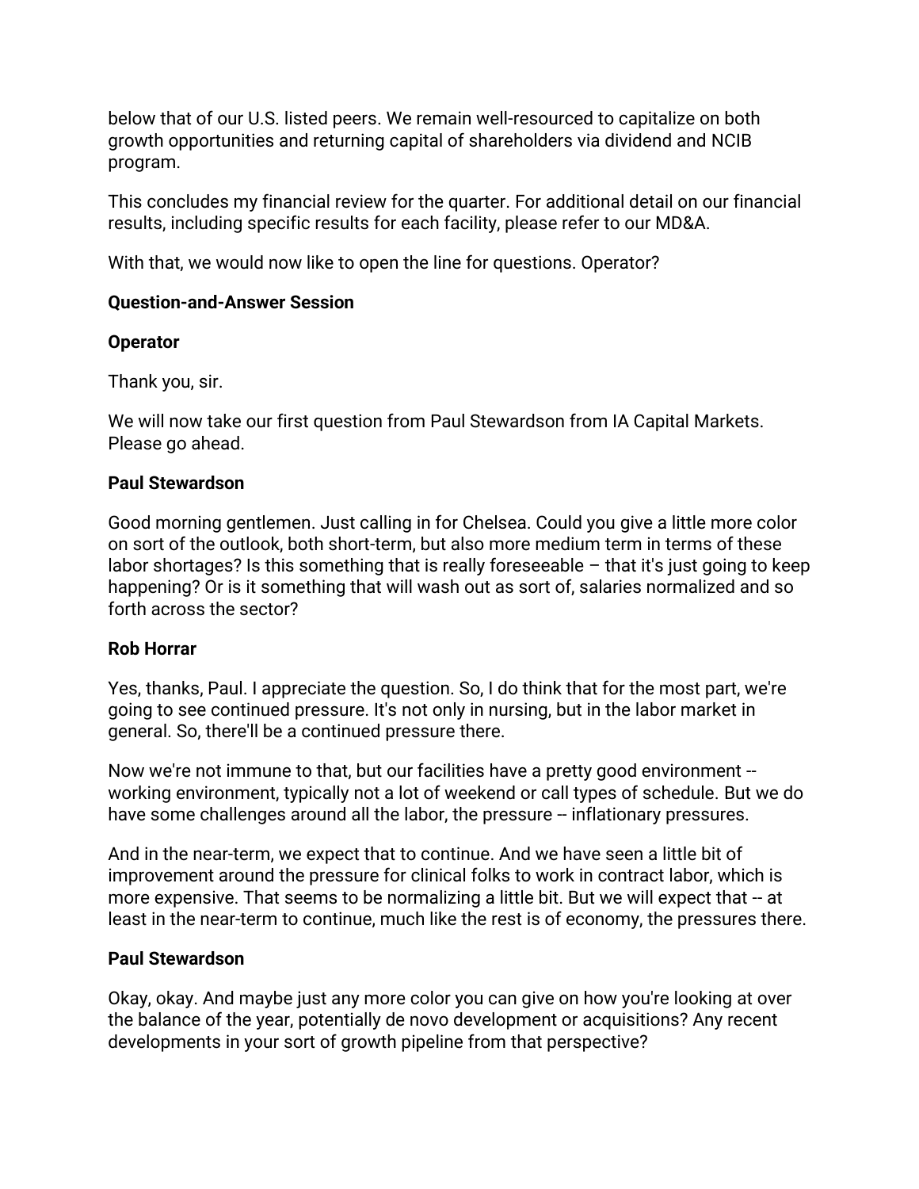below that of our U.S. listed peers. We remain well-resourced to capitalize on both growth opportunities and returning capital of shareholders via dividend and NCIB program.

This concludes my financial review for the quarter. For additional detail on our financial results, including specific results for each facility, please refer to our MD&A.

With that, we would now like to open the line for questions. Operator?

**Question-and-Answer Session**

**Operator**

Thank you, sir.

We will now take our first question from Paul Stewardson from IA Capital Markets. Please go ahead.

**Paul Stewardson**

Good morning gentlemen. Just calling in for Chelsea. Could you give a little more color on sort of the outlook, both short-term, but also more medium term in terms of these labor shortages? Is this something that is really foreseeable – that it's just going to keep happening? Or is it something that will wash out as sort of, salaries normalized and so forth across the sector?

**Rob Horrar**

Yes, thanks, Paul. I appreciate the question. So, I do think that for the most part, we're going to see continued pressure. It's not only in nursing, but in the labor market in general. So, there'll be a continued pressure there.

Now we're not immune to that, but our facilities have a pretty good environment -- working environment, typically not a lot of weekend or call types of schedule. But we do have some challenges around all the labor, the pressure -- inflationary pressures.

And in the near-term, we expect that to continue. And we have seen a little bit of improvement around the pressure for clinical folks to work in contract labor, which is more expensive. That seems to be normalizing a little bit. But we will expect that -- at least in the near-term to continue, much like the rest is of economy, the pressures there.

**Paul Stewardson**

Okay, okay. And maybe just any more color you can give on how you're looking at over the balance of the year, potentially de novo development or acquisitions? Any recent developments in your sort of growth pipeline from that perspective?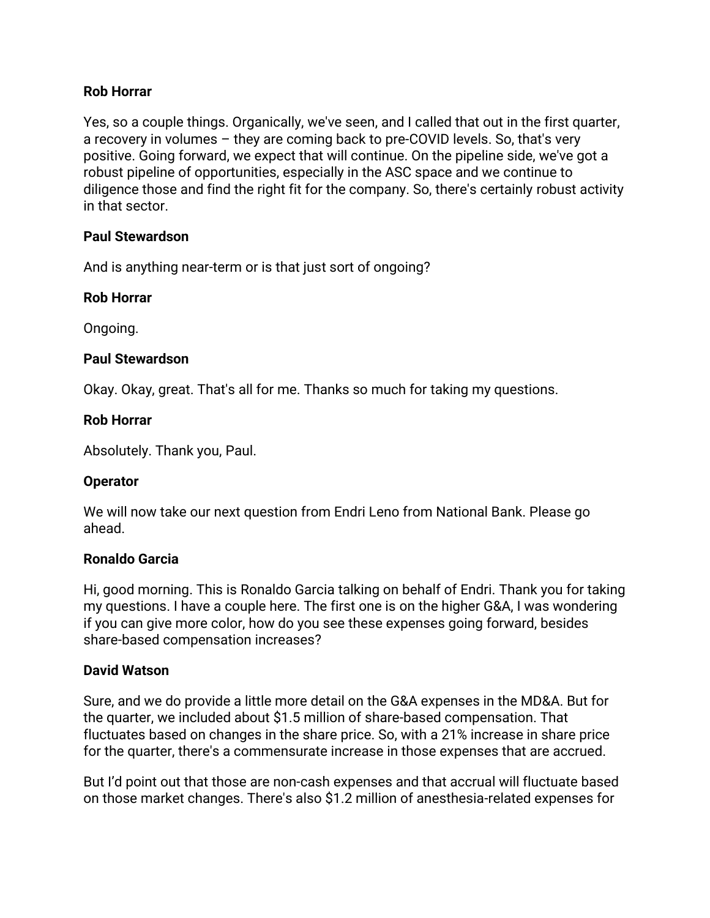**Rob Horrar**

Yes, so a couple things. Organically, we've seen, and I called that out in the first quarter, a recovery in volumes – they are coming back to pre-COVID levels. So, that's very positive. Going forward, we expect that will continue. On the pipeline side, we've got a robust pipeline of opportunities, especially in the ASC space and we continue to diligence those and find the right fit for the company. So, there's certainly robust activity in that sector.

**Paul Stewardson**

And is anything near-term or is that just sort of ongoing?

**Rob Horrar**

Ongoing.

**Paul Stewardson**

Okay. Okay, great. That's all for me. Thanks so much for taking my questions.

**Rob Horrar**

Absolutely. Thank you, Paul.

**Operator**

We will now take our next question from Endri Leno from National Bank. Please go ahead.

**Ronaldo Garcia**

Hi, good morning. This is Ronaldo Garcia talking on behalf of Endri. Thank you for taking my questions. I have a couple here. The first one is on the higher G&A, I was wondering if you can give more color, how do you see these expenses going forward, besides share-based compensation increases?

**David Watson**

Sure, and we do provide a little more detail on the G&A expenses in the MD&A. But for the quarter, we included about $1.5 million of share-based compensation. That fluctuates based on changes in the share price. So, with a 21% increase in share price for the quarter, there's a commensurate increase in those expenses that are accrued.

But I'd point out that those are non-cash expenses and that accrual will fluctuate based on those market changes. There's also $1.2 million of anesthesia-related expenses for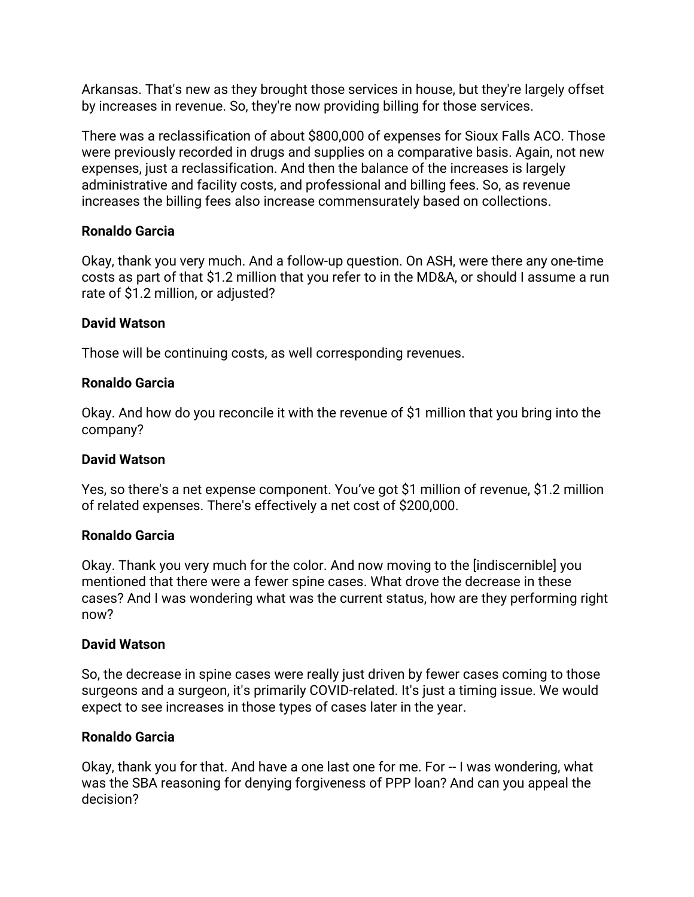Arkansas. That's new as they brought those services in house, but they're largely offset by increases in revenue. So, they're now providing billing for those services.

There was a reclassification of about $800,000 of expenses for Sioux Falls ACO. Those were previously recorded in drugs and supplies on a comparative basis. Again, not new expenses, just a reclassification. And then the balance of the increases is largely administrative and facility costs, and professional and billing fees. So, as revenue increases the billing fees also increase commensurately based on collections.

**Ronaldo Garcia**

Okay, thank you very much. And a follow-up question. On ASH, were there any one-time costs as part of that $1.2 million that you refer to in the MD&A, or should I assume a run rate of $1.2 million, or adjusted?

**David Watson**

Those will be continuing costs, as well corresponding revenues.

**Ronaldo Garcia**

Okay. And how do you reconcile it with the revenue of $1 million that you bring into the company?

**David Watson**

Yes, so there's a net expense component. You've got $1 million of revenue, $1.2 million of related expenses. There's effectively a net cost of $200,000.

**Ronaldo Garcia**

Okay. Thank you very much for the color. And now moving to the [indiscernible] you mentioned that there were a fewer spine cases. What drove the decrease in these cases? And I was wondering what was the current status, how are they performing right now?

**David Watson**

So, the decrease in spine cases were really just driven by fewer cases coming to those surgeons and a surgeon, it's primarily COVID-related. It's just a timing issue. We would expect to see increases in those types of cases later in the year.

**Ronaldo Garcia**

Okay, thank you for that. And have a one last one for me. For -- I was wondering, what was the SBA reasoning for denying forgiveness of PPP loan? And can you appeal the decision?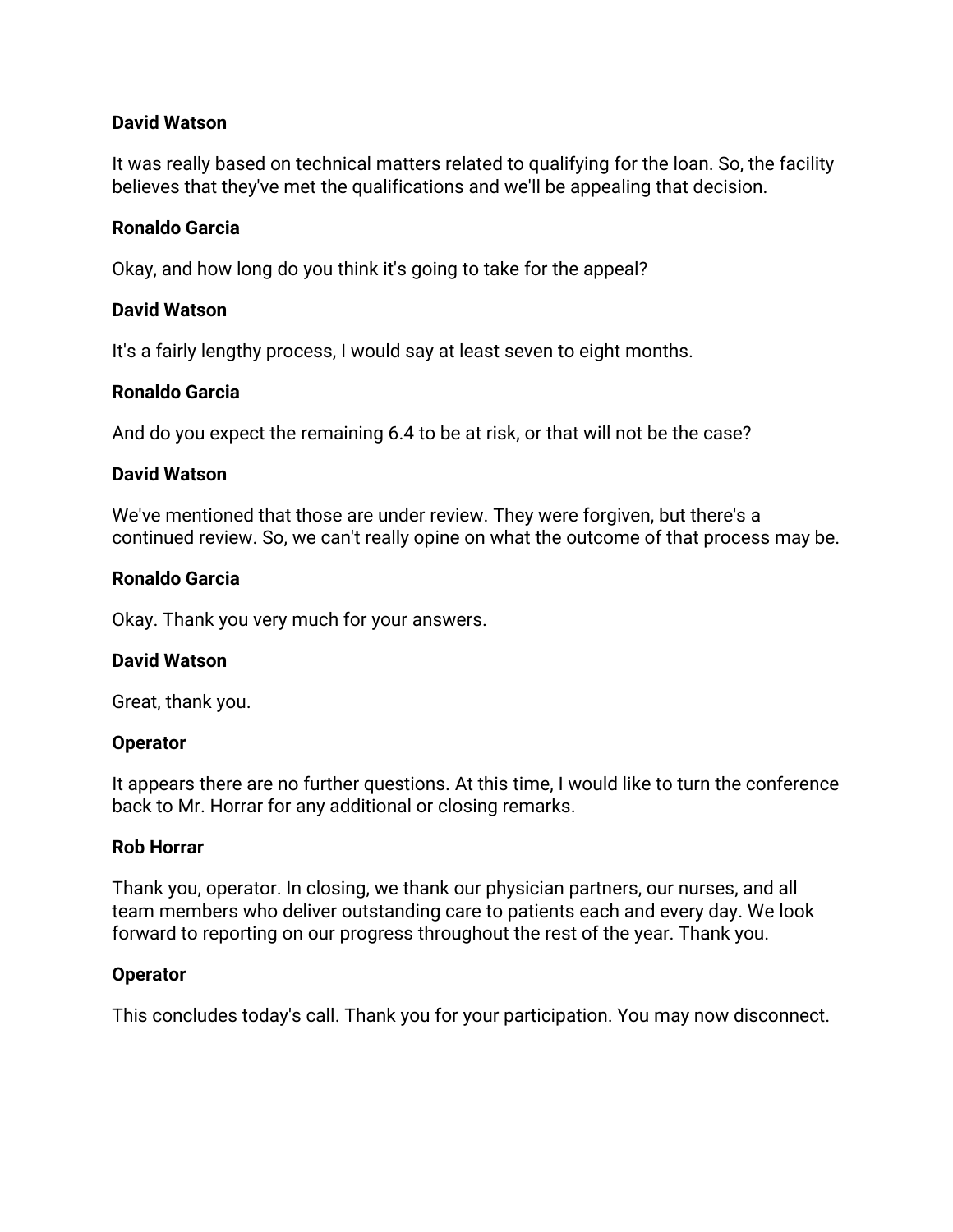**David Watson**

It was really based on technical matters related to qualifying for the loan. So, the facility believes that they've met the qualifications and we'll be appealing that decision.

**Ronaldo Garcia**

Okay, and how long do you think it's going to take for the appeal?

**David Watson**

It's a fairly lengthy process, I would say at least seven to eight months.

**Ronaldo Garcia**

And do you expect the remaining 6.4 to be at risk, or that will not be the case?

**David Watson**

We've mentioned that those are under review. They were forgiven, but there's a continued review. So, we can't really opine on what the outcome of that process may be.

**Ronaldo Garcia**

Okay. Thank you very much for your answers.

**David Watson**

Great, thank you.

**Operator**

It appears there are no further questions. At this time, I would like to turn the conference back to Mr. Horrar for any additional or closing remarks.

**Rob Horrar**

Thank you, operator. In closing, we thank our physician partners, our nurses, and all team members who deliver outstanding care to patients each and every day. We look forward to reporting on our progress throughout the rest of the year. Thank you.

**Operator**

This concludes today's call. Thank you for your participation. You may now disconnect.